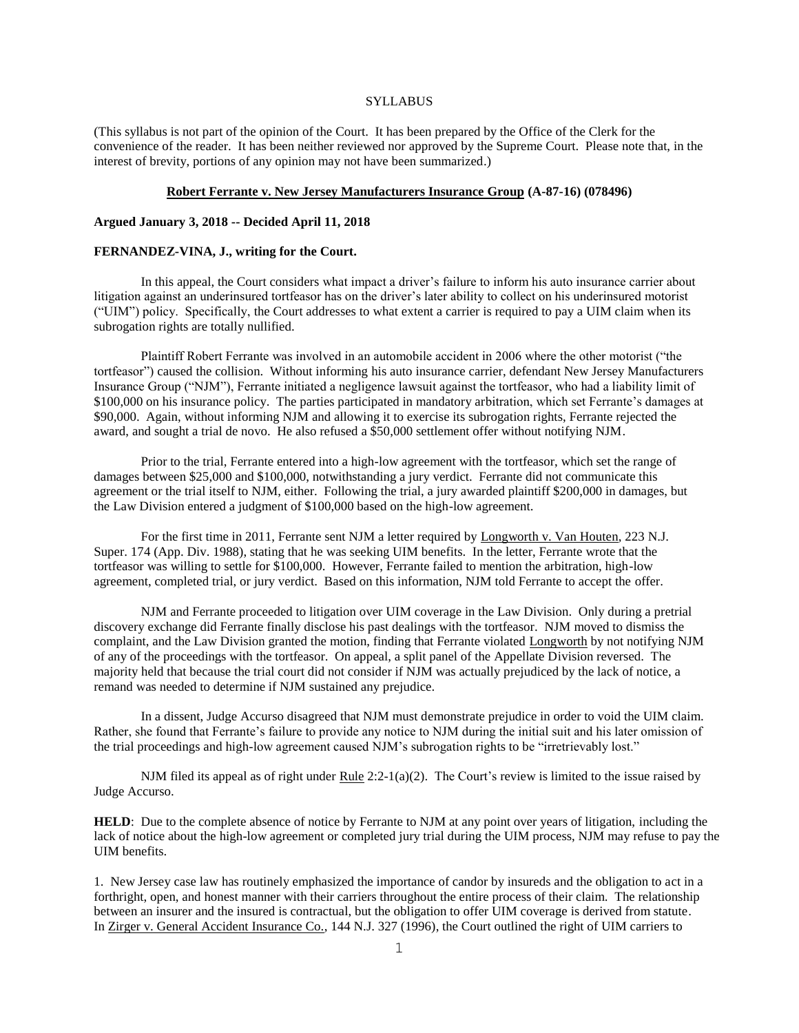SYLLABUS

(This syllabus is not part of the opinion of the Court. It has been prepared by the Office of the Clerk for the convenience of the reader. It has been neither reviewed nor approved by the Supreme Court. Please note that, in the interest of brevity, portions of any opinion may not have been summarized.)

**Robert Ferrante v. New Jersey Manufacturers Insurance Group (A-87-16) (078496)**

**Argued January 3, 2018 -- Decided April 11, 2018**

**FERNANDEZ-VINA, J., writing for the Court.**

In this appeal, the Court considers what impact a driver's failure to inform his auto insurance carrier about litigation against an underinsured tortfeasor has on the driver's later ability to collect on his underinsured motorist ("UIM") policy. Specifically, the Court addresses to what extent a carrier is required to pay a UIM claim when its subrogation rights are totally nullified.

Plaintiff Robert Ferrante was involved in an automobile accident in 2006 where the other motorist ("the tortfeasor") caused the collision. Without informing his auto insurance carrier, defendant New Jersey Manufacturers Insurance Group ("NJM"), Ferrante initiated a negligence lawsuit against the tortfeasor, who had a liability limit of $100,000 on his insurance policy. The parties participated in mandatory arbitration, which set Ferrante's damages at $90,000. Again, without informing NJM and allowing it to exercise its subrogation rights, Ferrante rejected the award, and sought a trial de novo. He also refused a $50,000 settlement offer without notifying NJM.

Prior to the trial, Ferrante entered into a high-low agreement with the tortfeasor, which set the range of damages between $25,000 and $100,000, notwithstanding a jury verdict. Ferrante did not communicate this agreement or the trial itself to NJM, either. Following the trial, a jury awarded plaintiff $200,000 in damages, but the Law Division entered a judgment of $100,000 based on the high-low agreement.

For the first time in 2011, Ferrante sent NJM a letter required by Longworth v. Van Houten, 223 N.J. Super. 174 (App. Div. 1988), stating that he was seeking UIM benefits. In the letter, Ferrante wrote that the tortfeasor was willing to settle for $100,000. However, Ferrante failed to mention the arbitration, high-low agreement, completed trial, or jury verdict. Based on this information, NJM told Ferrante to accept the offer.

NJM and Ferrante proceeded to litigation over UIM coverage in the Law Division. Only during a pretrial discovery exchange did Ferrante finally disclose his past dealings with the tortfeasor. NJM moved to dismiss the complaint, and the Law Division granted the motion, finding that Ferrante violated Longworth by not notifying NJM of any of the proceedings with the tortfeasor. On appeal, a split panel of the Appellate Division reversed. The majority held that because the trial court did not consider if NJM was actually prejudiced by the lack of notice, a remand was needed to determine if NJM sustained any prejudice.

In a dissent, Judge Accurso disagreed that NJM must demonstrate prejudice in order to void the UIM claim. Rather, she found that Ferrante's failure to provide any notice to NJM during the initial suit and his later omission of the trial proceedings and high-low agreement caused NJM's subrogation rights to be "irretrievably lost."

NJM filed its appeal as of right under Rule 2:2-1(a)(2). The Court's review is limited to the issue raised by Judge Accurso.

**HELD**: Due to the complete absence of notice by Ferrante to NJM at any point over years of litigation, including the lack of notice about the high-low agreement or completed jury trial during the UIM process, NJM may refuse to pay the UIM benefits.

1. New Jersey case law has routinely emphasized the importance of candor by insureds and the obligation to act in a forthright, open, and honest manner with their carriers throughout the entire process of their claim. The relationship between an insurer and the insured is contractual, but the obligation to offer UIM coverage is derived from statute. In Zirger v. General Accident Insurance Co., 144 N.J. 327 (1996), the Court outlined the right of UIM carriers to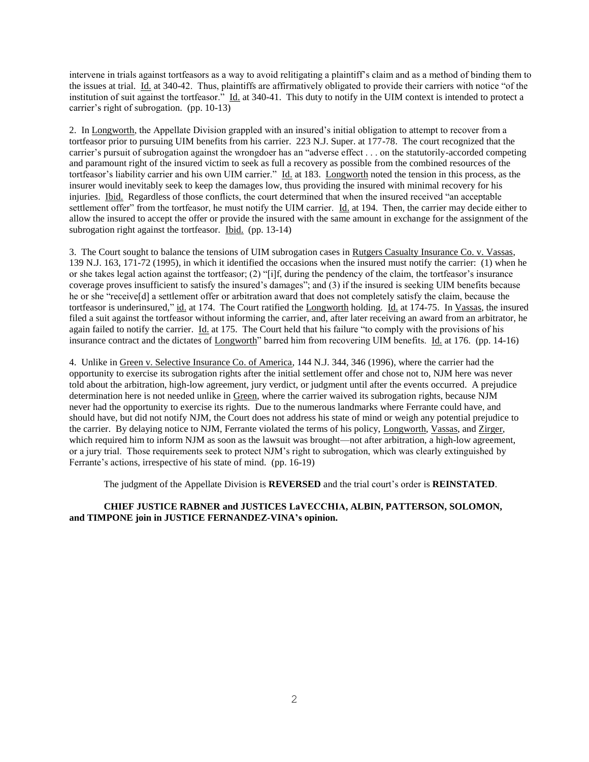intervene in trials against tortfeasors as a way to avoid relitigating a plaintiff's claim and as a method of binding them to the issues at trial. Id. at 340-42. Thus, plaintiffs are affirmatively obligated to provide their carriers with notice "of the institution of suit against the tortfeasor." Id. at 340-41. This duty to notify in the UIM context is intended to protect a carrier's right of subrogation. (pp. 10-13)

2. In Longworth, the Appellate Division grappled with an insured's initial obligation to attempt to recover from a tortfeasor prior to pursuing UIM benefits from his carrier. 223 N.J. Super. at 177-78. The court recognized that the carrier's pursuit of subrogation against the wrongdoer has an "adverse effect . . . on the statutorily-accorded competing and paramount right of the insured victim to seek as full a recovery as possible from the combined resources of the tortfeasor's liability carrier and his own UIM carrier." Id. at 183. Longworth noted the tension in this process, as the insurer would inevitably seek to keep the damages low, thus providing the insured with minimal recovery for his injuries. Ibid. Regardless of those conflicts, the court determined that when the insured received "an acceptable settlement offer" from the tortfeasor, he must notify the UIM carrier. Id. at 194. Then, the carrier may decide either to allow the insured to accept the offer or provide the insured with the same amount in exchange for the assignment of the subrogation right against the tortfeasor. Ibid. (pp. 13-14)

3. The Court sought to balance the tensions of UIM subrogation cases in Rutgers Casualty Insurance Co. v. Vassas, 139 N.J. 163, 171-72 (1995), in which it identified the occasions when the insured must notify the carrier: (1) when he or she takes legal action against the tortfeasor; (2) "[i]f, during the pendency of the claim, the tortfeasor's insurance coverage proves insufficient to satisfy the insured's damages"; and (3) if the insured is seeking UIM benefits because he or she "receive[d] a settlement offer or arbitration award that does not completely satisfy the claim, because the tortfeasor is underinsured," id. at 174. The Court ratified the Longworth holding. Id. at 174-75. In Vassas, the insured filed a suit against the tortfeasor without informing the carrier, and, after later receiving an award from an arbitrator, he again failed to notify the carrier. Id. at 175. The Court held that his failure "to comply with the provisions of his insurance contract and the dictates of Longworth" barred him from recovering UIM benefits. Id. at 176. (pp. 14-16)

4. Unlike in Green v. Selective Insurance Co. of America, 144 N.J. 344, 346 (1996), where the carrier had the opportunity to exercise its subrogation rights after the initial settlement offer and chose not to, NJM here was never told about the arbitration, high-low agreement, jury verdict, or judgment until after the events occurred. A prejudice determination here is not needed unlike in Green, where the carrier waived its subrogation rights, because NJM never had the opportunity to exercise its rights. Due to the numerous landmarks where Ferrante could have, and should have, but did not notify NJM, the Court does not address his state of mind or weigh any potential prejudice to the carrier. By delaying notice to NJM, Ferrante violated the terms of his policy, Longworth, Vassas, and Zirger, which required him to inform NJM as soon as the lawsuit was brought—not after arbitration, a high-low agreement, or a jury trial. Those requirements seek to protect NJM's right to subrogation, which was clearly extinguished by Ferrante's actions, irrespective of his state of mind. (pp. 16-19)

The judgment of the Appellate Division is **REVERSED** and the trial court's order is **REINSTATED**.

**CHIEF JUSTICE RABNER and JUSTICES LaVECCHIA, ALBIN, PATTERSON, SOLOMON, and TIMPONE join in JUSTICE FERNANDEZ-VINA's opinion.**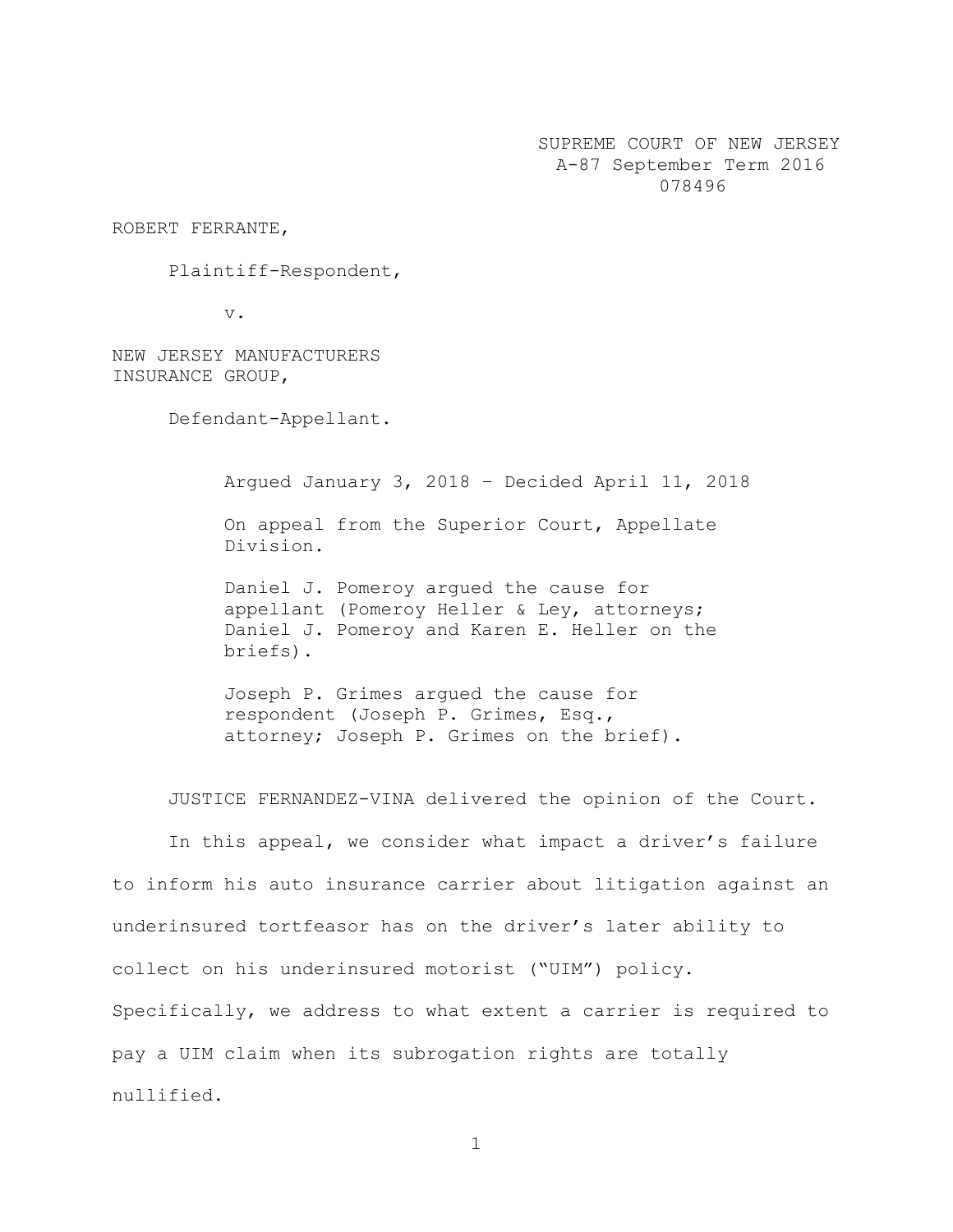SUPREME COURT OF NEW JERSEY
A-87 September Term 2016
078496

ROBERT FERRANTE,

Plaintiff-Respondent,

v.

NEW JERSEY MANUFACTURERS INSURANCE GROUP,

Defendant-Appellant.

Argued January 3, 2018 – Decided April 11, 2018

On appeal from the Superior Court, Appellate Division.

Daniel J. Pomeroy argued the cause for appellant (Pomeroy Heller & Ley, attorneys; Daniel J. Pomeroy and Karen E. Heller on the briefs).

Joseph P. Grimes argued the cause for respondent (Joseph P. Grimes, Esq., attorney; Joseph P. Grimes on the brief).

JUSTICE FERNANDEZ-VINA delivered the opinion of the Court.

In this appeal, we consider what impact a driver's failure to inform his auto insurance carrier about litigation against an underinsured tortfeasor has on the driver's later ability to collect on his underinsured motorist ("UIM") policy. Specifically, we address to what extent a carrier is required to pay a UIM claim when its subrogation rights are totally nullified.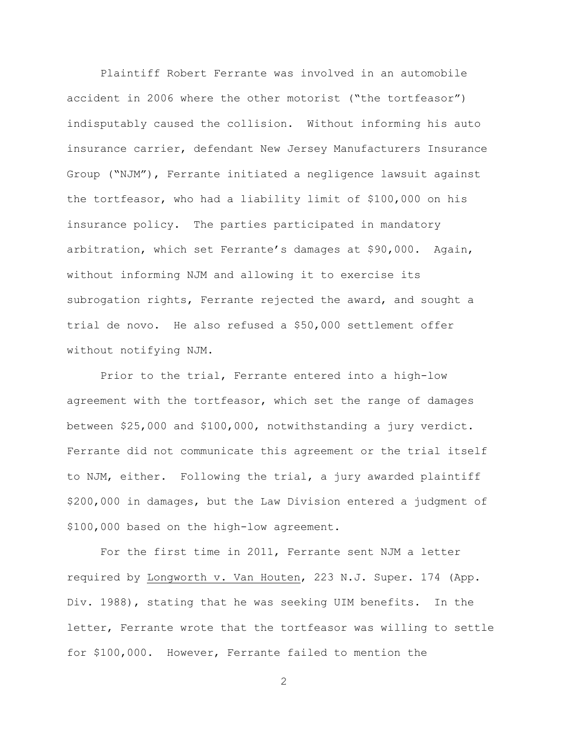Plaintiff Robert Ferrante was involved in an automobile accident in 2006 where the other motorist ("the tortfeasor") indisputably caused the collision. Without informing his auto insurance carrier, defendant New Jersey Manufacturers Insurance Group ("NJM"), Ferrante initiated a negligence lawsuit against the tortfeasor, who had a liability limit of $100,000 on his insurance policy. The parties participated in mandatory arbitration, which set Ferrante's damages at $90,000. Again, without informing NJM and allowing it to exercise its subrogation rights, Ferrante rejected the award, and sought a trial de novo. He also refused a $50,000 settlement offer without notifying NJM.

Prior to the trial, Ferrante entered into a high-low agreement with the tortfeasor, which set the range of damages between $25,000 and $100,000, notwithstanding a jury verdict. Ferrante did not communicate this agreement or the trial itself to NJM, either. Following the trial, a jury awarded plaintiff $200,000 in damages, but the Law Division entered a judgment of $100,000 based on the high-low agreement.

For the first time in 2011, Ferrante sent NJM a letter required by Longworth v. Van Houten, 223 N.J. Super. 174 (App. Div. 1988), stating that he was seeking UIM benefits. In the letter, Ferrante wrote that the tortfeasor was willing to settle for $100,000. However, Ferrante failed to mention the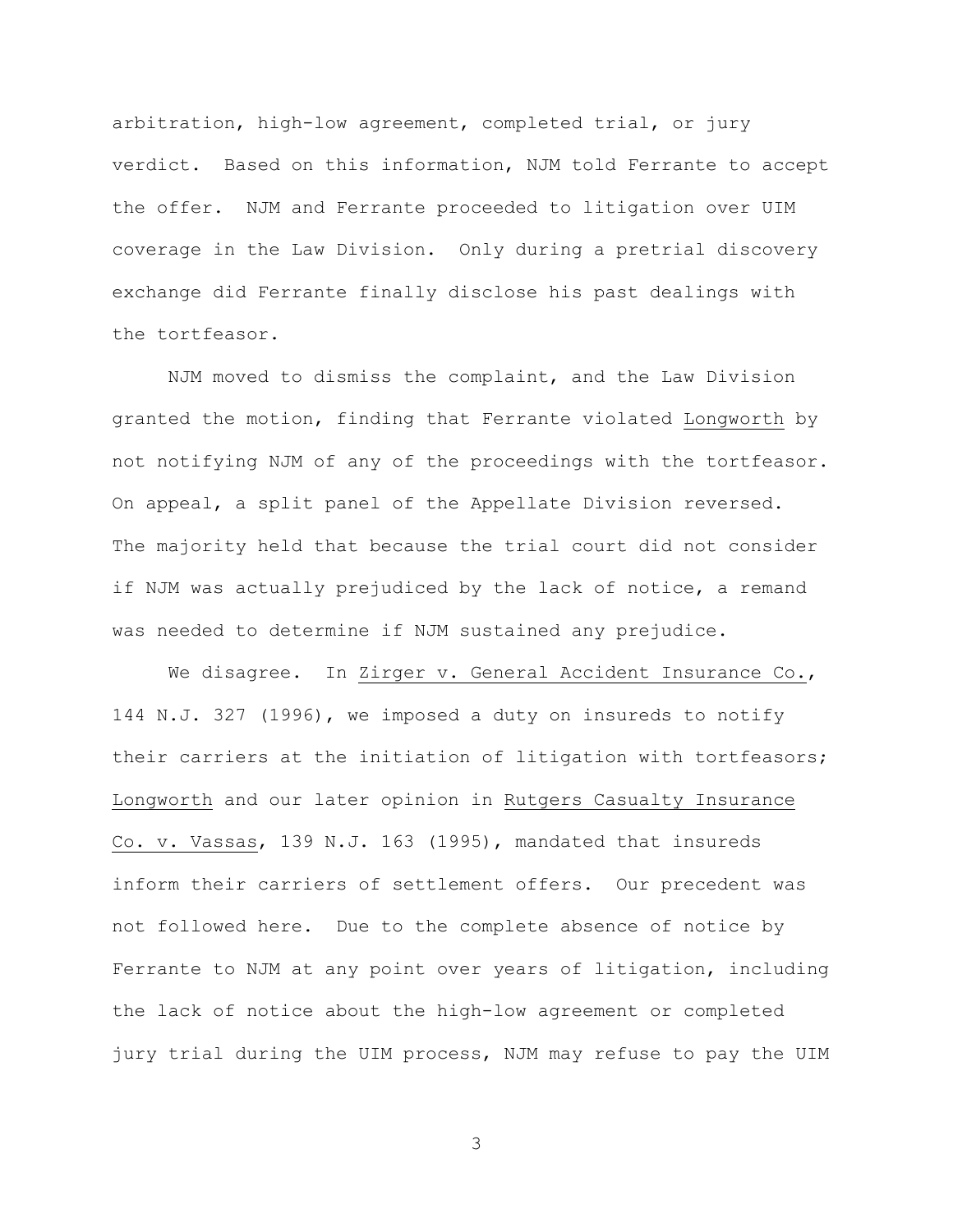arbitration, high-low agreement, completed trial, or jury verdict. Based on this information, NJM told Ferrante to accept the offer. NJM and Ferrante proceeded to litigation over UIM coverage in the Law Division. Only during a pretrial discovery exchange did Ferrante finally disclose his past dealings with the tortfeasor.

NJM moved to dismiss the complaint, and the Law Division granted the motion, finding that Ferrante violated Longworth by not notifying NJM of any of the proceedings with the tortfeasor. On appeal, a split panel of the Appellate Division reversed. The majority held that because the trial court did not consider if NJM was actually prejudiced by the lack of notice, a remand was needed to determine if NJM sustained any prejudice.

We disagree. In Zirger v. General Accident Insurance Co., 144 N.J. 327 (1996), we imposed a duty on insureds to notify their carriers at the initiation of litigation with tortfeasors; Longworth and our later opinion in Rutgers Casualty Insurance Co. v. Vassas, 139 N.J. 163 (1995), mandated that insureds inform their carriers of settlement offers. Our precedent was not followed here. Due to the complete absence of notice by Ferrante to NJM at any point over years of litigation, including the lack of notice about the high-low agreement or completed jury trial during the UIM process, NJM may refuse to pay the UIM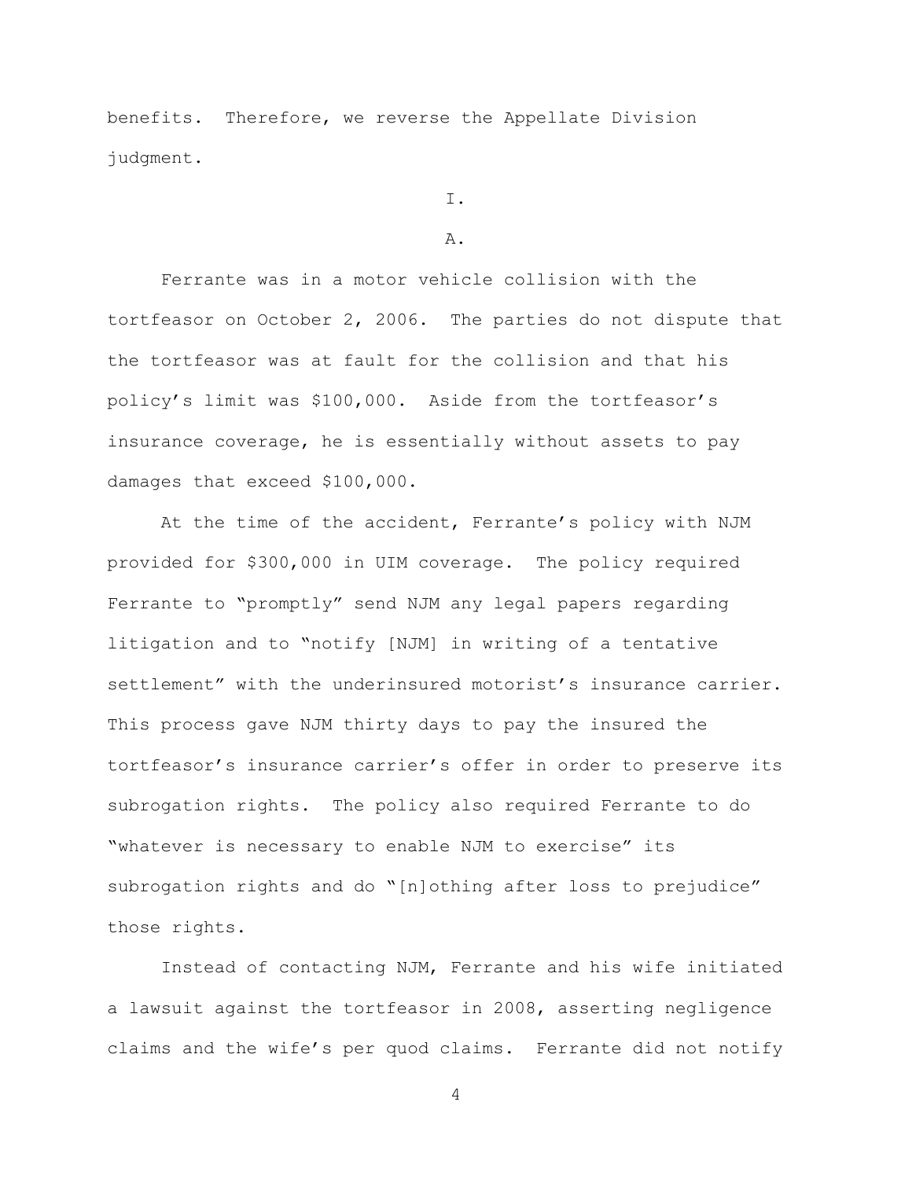benefits. Therefore, we reverse the Appellate Division judgment.

I.

A.

Ferrante was in a motor vehicle collision with the tortfeasor on October 2, 2006. The parties do not dispute that the tortfeasor was at fault for the collision and that his policy's limit was $100,000. Aside from the tortfeasor's insurance coverage, he is essentially without assets to pay damages that exceed $100,000.

At the time of the accident, Ferrante's policy with NJM provided for $300,000 in UIM coverage. The policy required Ferrante to "promptly" send NJM any legal papers regarding litigation and to "notify [NJM] in writing of a tentative settlement" with the underinsured motorist's insurance carrier. This process gave NJM thirty days to pay the insured the tortfeasor's insurance carrier's offer in order to preserve its subrogation rights. The policy also required Ferrante to do "whatever is necessary to enable NJM to exercise" its subrogation rights and do "[n]othing after loss to prejudice" those rights.

Instead of contacting NJM, Ferrante and his wife initiated a lawsuit against the tortfeasor in 2008, asserting negligence claims and the wife's per quod claims. Ferrante did not notify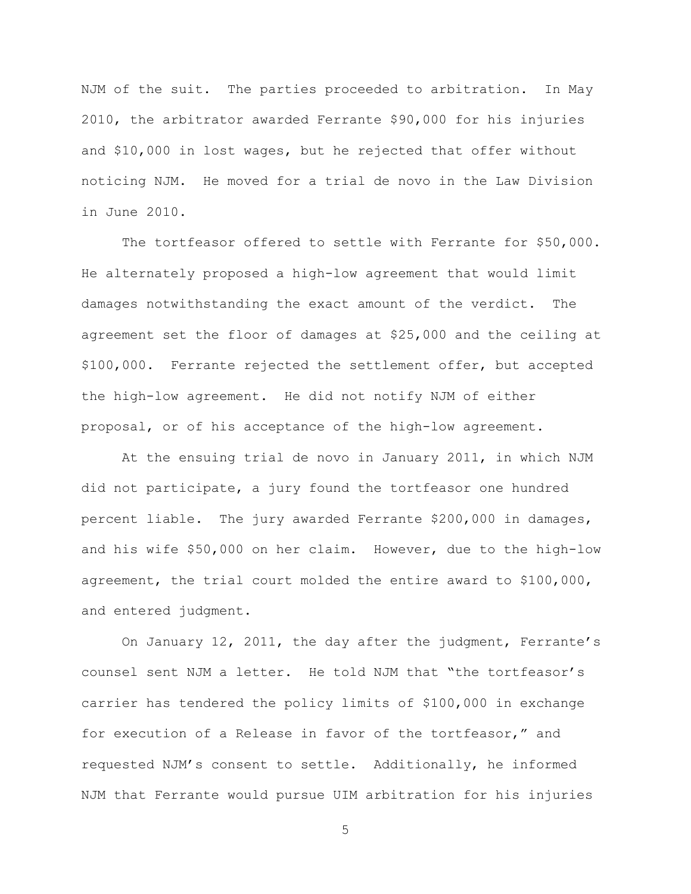NJM of the suit. The parties proceeded to arbitration. In May 2010, the arbitrator awarded Ferrante $90,000 for his injuries and $10,000 in lost wages, but he rejected that offer without noticing NJM. He moved for a trial de novo in the Law Division in June 2010.

The tortfeasor offered to settle with Ferrante for $50,000. He alternately proposed a high-low agreement that would limit damages notwithstanding the exact amount of the verdict. The agreement set the floor of damages at $25,000 and the ceiling at $100,000. Ferrante rejected the settlement offer, but accepted the high-low agreement. He did not notify NJM of either proposal, or of his acceptance of the high-low agreement.

At the ensuing trial de novo in January 2011, in which NJM did not participate, a jury found the tortfeasor one hundred percent liable. The jury awarded Ferrante $200,000 in damages, and his wife $50,000 on her claim. However, due to the high-low agreement, the trial court molded the entire award to $100,000, and entered judgment.

On January 12, 2011, the day after the judgment, Ferrante's counsel sent NJM a letter. He told NJM that "the tortfeasor's carrier has tendered the policy limits of $100,000 in exchange for execution of a Release in favor of the tortfeasor," and requested NJM's consent to settle. Additionally, he informed NJM that Ferrante would pursue UIM arbitration for his injuries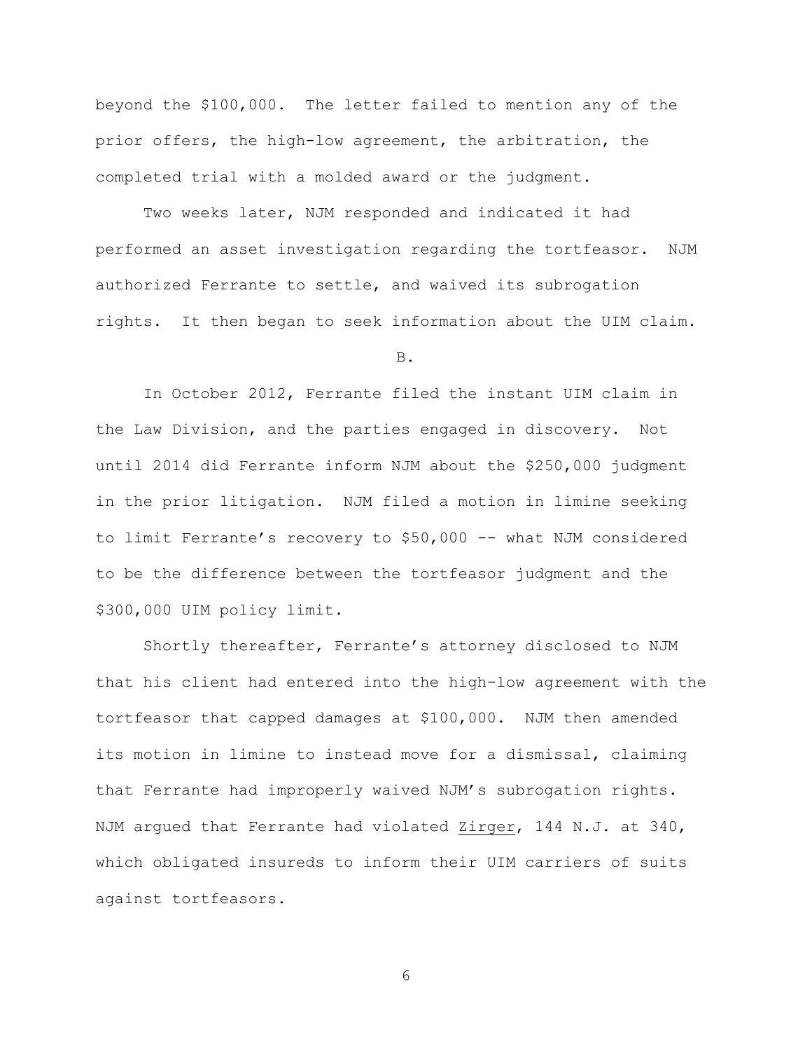beyond the $100,000. The letter failed to mention any of the prior offers, the high-low agreement, the arbitration, the completed trial with a molded award or the judgment.

Two weeks later, NJM responded and indicated it had performed an asset investigation regarding the tortfeasor. NJM authorized Ferrante to settle, and waived its subrogation rights. It then began to seek information about the UIM claim.

B.

In October 2012, Ferrante filed the instant UIM claim in the Law Division, and the parties engaged in discovery. Not until 2014 did Ferrante inform NJM about the $250,000 judgment in the prior litigation. NJM filed a motion in limine seeking to limit Ferrante's recovery to $50,000 -- what NJM considered to be the difference between the tortfeasor judgment and the $300,000 UIM policy limit.

Shortly thereafter, Ferrante's attorney disclosed to NJM that his client had entered into the high-low agreement with the tortfeasor that capped damages at $100,000. NJM then amended its motion in limine to instead move for a dismissal, claiming that Ferrante had improperly waived NJM's subrogation rights. NJM argued that Ferrante had violated Zirger, 144 N.J. at 340, which obligated insureds to inform their UIM carriers of suits against tortfeasors.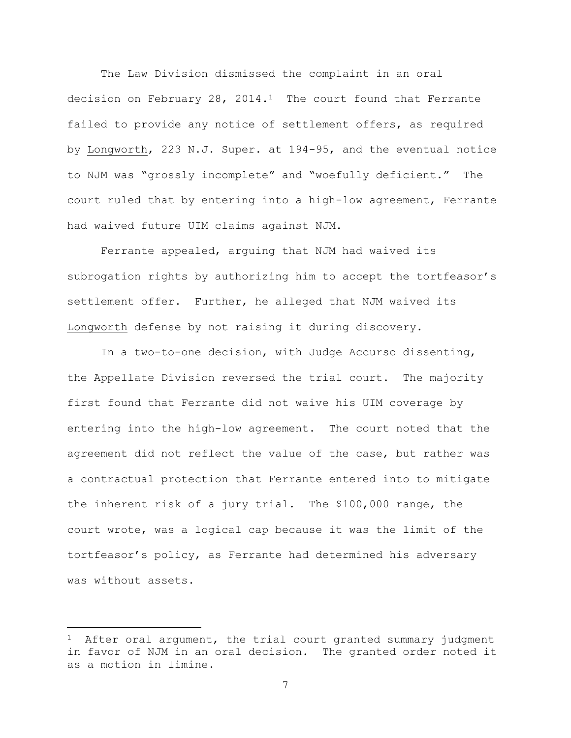The Law Division dismissed the complaint in an oral decision on February 28, 2014.[1] The court found that Ferrante failed to provide any notice of settlement offers, as required by Longworth, 223 N.J. Super. at 194-95, and the eventual notice to NJM was "grossly incomplete" and "woefully deficient." The court ruled that by entering into a high-low agreement, Ferrante had waived future UIM claims against NJM.

Ferrante appealed, arguing that NJM had waived its subrogation rights by authorizing him to accept the tortfeasor's settlement offer. Further, he alleged that NJM waived its Longworth defense by not raising it during discovery.

In a two-to-one decision, with Judge Accurso dissenting, the Appellate Division reversed the trial court. The majority first found that Ferrante did not waive his UIM coverage by entering into the high-low agreement. The court noted that the agreement did not reflect the value of the case, but rather was a contractual protection that Ferrante entered into to mitigate the inherent risk of a jury trial. The $100,000 range, the court wrote, was a logical cap because it was the limit of the tortfeasor's policy, as Ferrante had determined his adversary was without assets.

---

[1] After oral argument, the trial court granted summary judgment in favor of NJM in an oral decision. The granted order noted it as a motion in limine.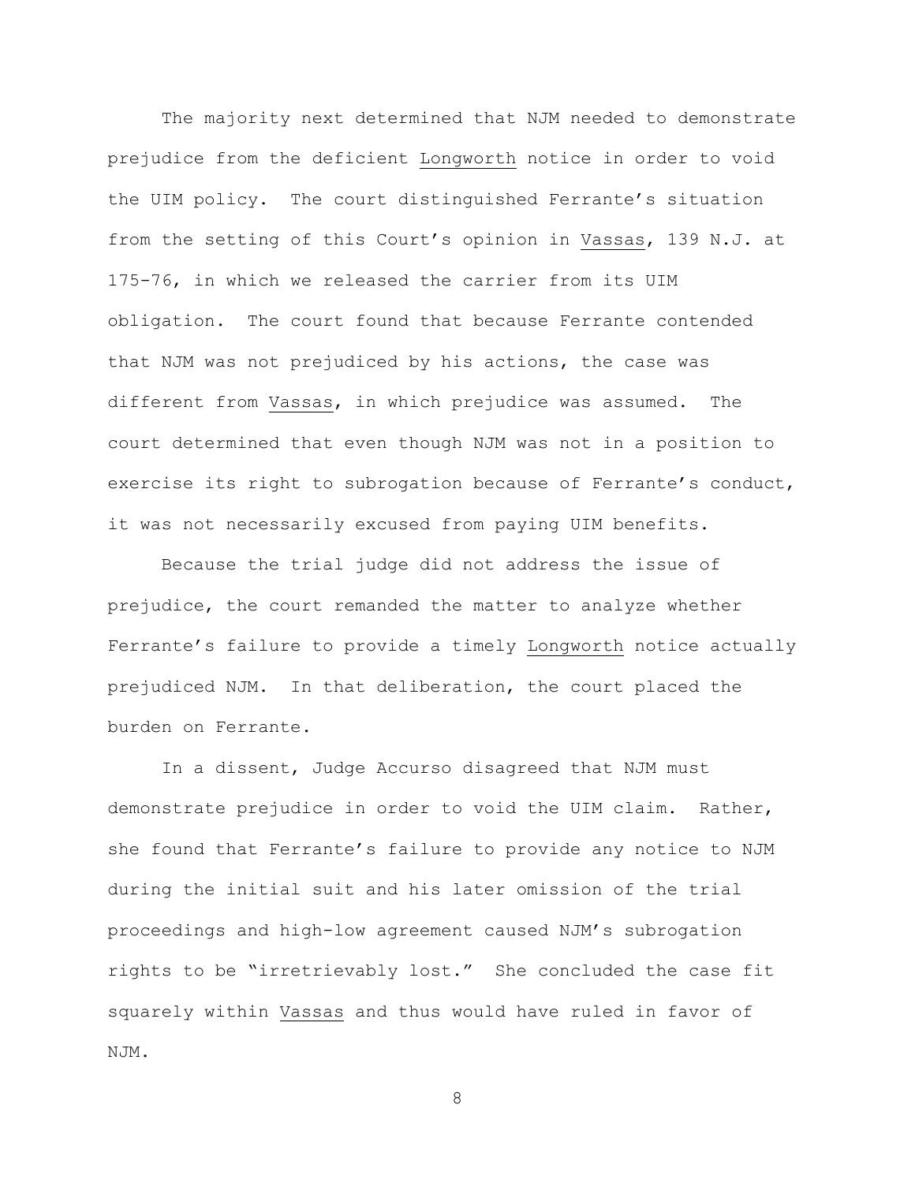The majority next determined that NJM needed to demonstrate prejudice from the deficient Longworth notice in order to void the UIM policy. The court distinguished Ferrante's situation from the setting of this Court's opinion in Vassas, 139 N.J. at 175-76, in which we released the carrier from its UIM obligation. The court found that because Ferrante contended that NJM was not prejudiced by his actions, the case was different from Vassas, in which prejudice was assumed. The court determined that even though NJM was not in a position to exercise its right to subrogation because of Ferrante's conduct, it was not necessarily excused from paying UIM benefits.

Because the trial judge did not address the issue of prejudice, the court remanded the matter to analyze whether Ferrante's failure to provide a timely Longworth notice actually prejudiced NJM. In that deliberation, the court placed the burden on Ferrante.

In a dissent, Judge Accurso disagreed that NJM must demonstrate prejudice in order to void the UIM claim. Rather, she found that Ferrante's failure to provide any notice to NJM during the initial suit and his later omission of the trial proceedings and high-low agreement caused NJM's subrogation rights to be "irretrievably lost." She concluded the case fit squarely within Vassas and thus would have ruled in favor of NJM.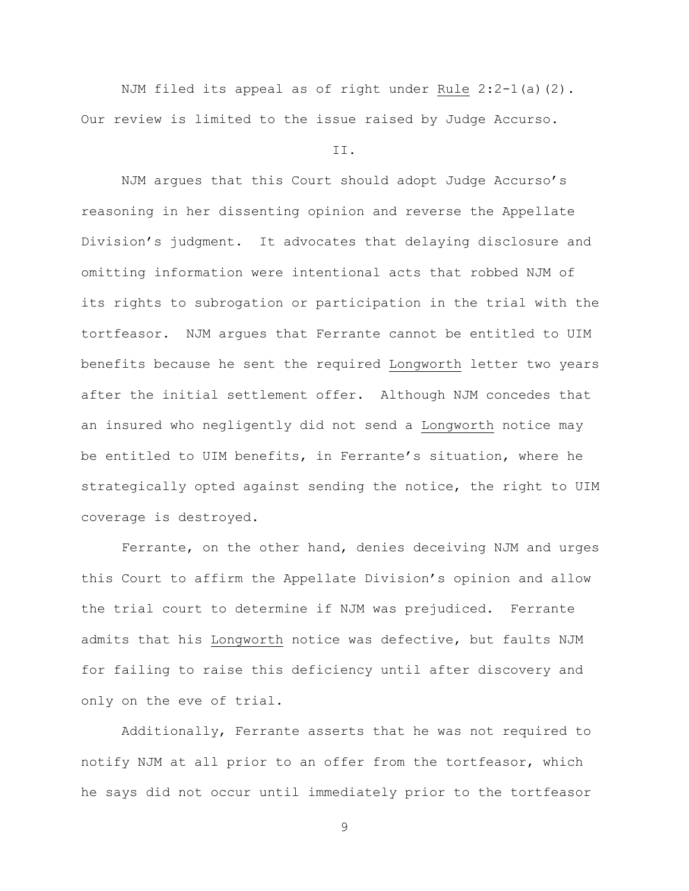NJM filed its appeal as of right under Rule 2:2-1(a)(2). Our review is limited to the issue raised by Judge Accurso.

## II.

NJM argues that this Court should adopt Judge Accurso's reasoning in her dissenting opinion and reverse the Appellate Division's judgment. It advocates that delaying disclosure and omitting information were intentional acts that robbed NJM of its rights to subrogation or participation in the trial with the tortfeasor. NJM argues that Ferrante cannot be entitled to UIM benefits because he sent the required Longworth letter two years after the initial settlement offer. Although NJM concedes that an insured who negligently did not send a Longworth notice may be entitled to UIM benefits, in Ferrante's situation, where he strategically opted against sending the notice, the right to UIM coverage is destroyed.

Ferrante, on the other hand, denies deceiving NJM and urges this Court to affirm the Appellate Division's opinion and allow the trial court to determine if NJM was prejudiced. Ferrante admits that his Longworth notice was defective, but faults NJM for failing to raise this deficiency until after discovery and only on the eve of trial.

Additionally, Ferrante asserts that he was not required to notify NJM at all prior to an offer from the tortfeasor, which he says did not occur until immediately prior to the tortfeasor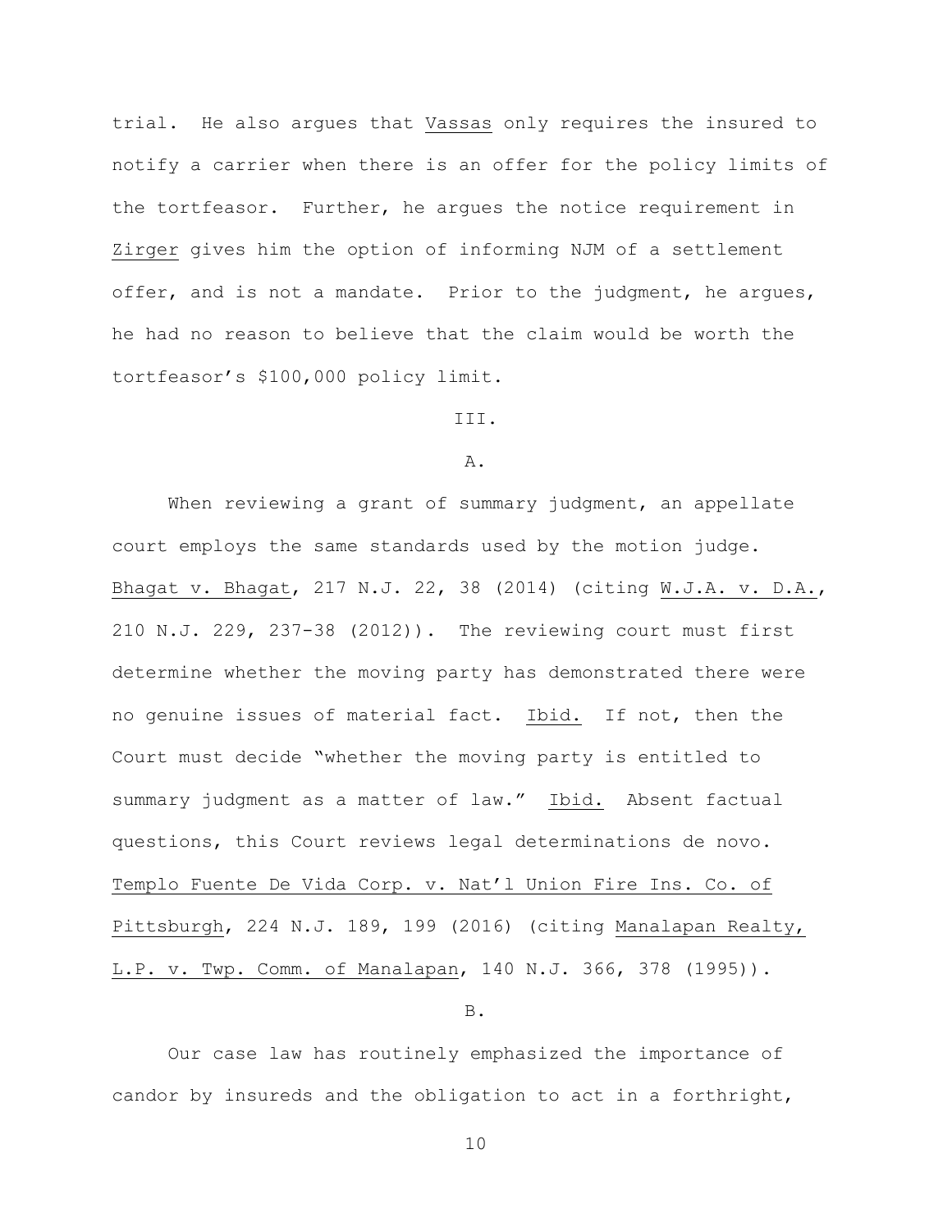trial. He also argues that Vassas only requires the insured to notify a carrier when there is an offer for the policy limits of the tortfeasor. Further, he argues the notice requirement in Zirger gives him the option of informing NJM of a settlement offer, and is not a mandate. Prior to the judgment, he argues, he had no reason to believe that the claim would be worth the tortfeasor's $100,000 policy limit.

III.

A.

When reviewing a grant of summary judgment, an appellate court employs the same standards used by the motion judge. Bhagat v. Bhagat, 217 N.J. 22, 38 (2014) (citing W.J.A. v. D.A., 210 N.J. 229, 237-38 (2012)). The reviewing court must first determine whether the moving party has demonstrated there were no genuine issues of material fact. Ibid. If not, then the Court must decide "whether the moving party is entitled to summary judgment as a matter of law." Ibid. Absent factual questions, this Court reviews legal determinations de novo. Templo Fuente De Vida Corp. v. Nat'l Union Fire Ins. Co. of Pittsburgh, 224 N.J. 189, 199 (2016) (citing Manalapan Realty, L.P. v. Twp. Comm. of Manalapan, 140 N.J. 366, 378 (1995)).

B.

Our case law has routinely emphasized the importance of candor by insureds and the obligation to act in a forthright,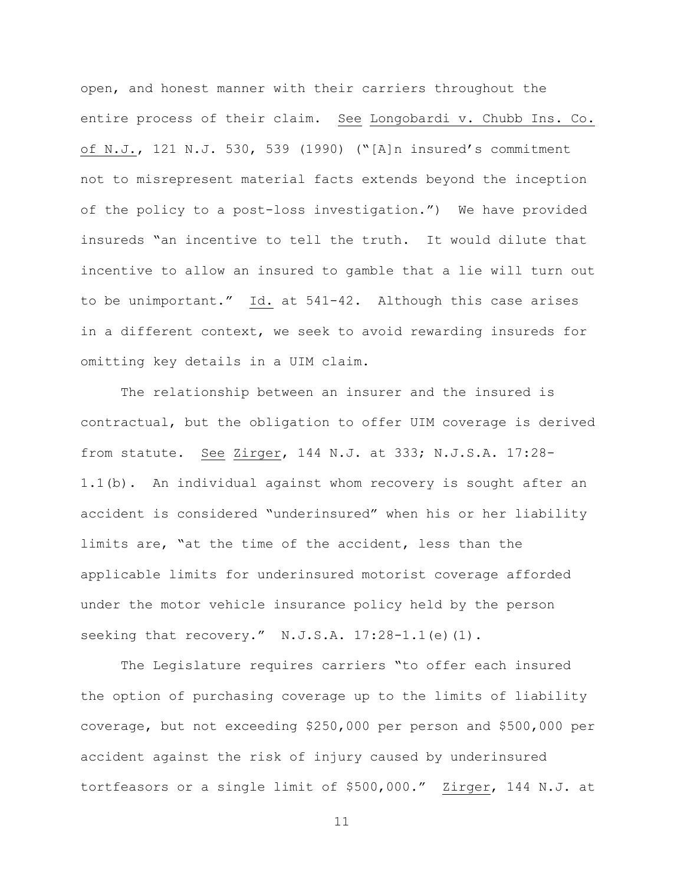open, and honest manner with their carriers throughout the entire process of their claim. See Longobardi v. Chubb Ins. Co. of N.J., 121 N.J. 530, 539 (1990) ("[A]n insured's commitment not to misrepresent material facts extends beyond the inception of the policy to a post-loss investigation.") We have provided insureds "an incentive to tell the truth. It would dilute that incentive to allow an insured to gamble that a lie will turn out to be unimportant." Id. at 541-42. Although this case arises in a different context, we seek to avoid rewarding insureds for omitting key details in a UIM claim.

The relationship between an insurer and the insured is contractual, but the obligation to offer UIM coverage is derived from statute. See Zirger, 144 N.J. at 333; N.J.S.A. 17:28-1.1(b). An individual against whom recovery is sought after an accident is considered "underinsured" when his or her liability limits are, "at the time of the accident, less than the applicable limits for underinsured motorist coverage afforded under the motor vehicle insurance policy held by the person seeking that recovery." N.J.S.A. 17:28-1.1(e)(1).

The Legislature requires carriers "to offer each insured the option of purchasing coverage up to the limits of liability coverage, but not exceeding $250,000 per person and $500,000 per accident against the risk of injury caused by underinsured tortfeasors or a single limit of $500,000." Zirger, 144 N.J. at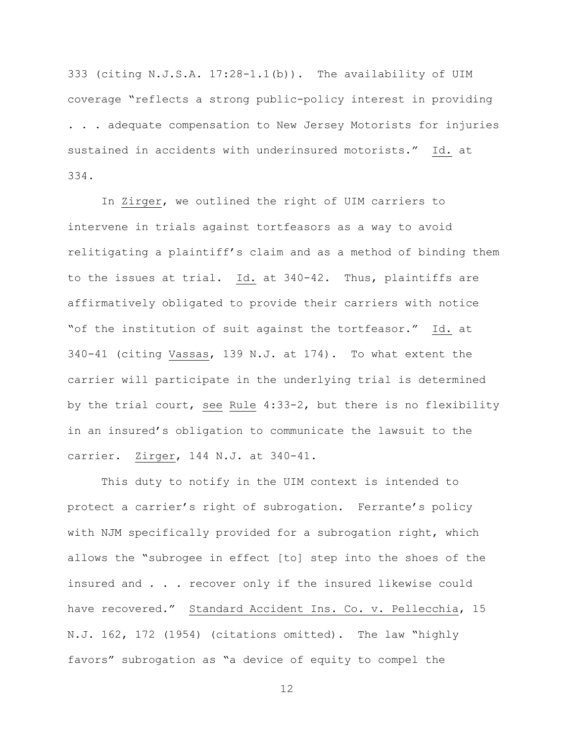333 (citing N.J.S.A. 17:28-1.1(b)). The availability of UIM coverage "reflects a strong public-policy interest in providing . . . adequate compensation to New Jersey Motorists for injuries sustained in accidents with underinsured motorists." Id. at 334.

In Zirger, we outlined the right of UIM carriers to intervene in trials against tortfeasors as a way to avoid relitigating a plaintiff's claim and as a method of binding them to the issues at trial. Id. at 340-42. Thus, plaintiffs are affirmatively obligated to provide their carriers with notice "of the institution of suit against the tortfeasor." Id. at 340-41 (citing Vassas, 139 N.J. at 174). To what extent the carrier will participate in the underlying trial is determined by the trial court, see Rule 4:33-2, but there is no flexibility in an insured's obligation to communicate the lawsuit to the carrier. Zirger, 144 N.J. at 340-41.

This duty to notify in the UIM context is intended to protect a carrier's right of subrogation. Ferrante's policy with NJM specifically provided for a subrogation right, which allows the "subrogee in effect [to] step into the shoes of the insured and . . . recover only if the insured likewise could have recovered." Standard Accident Ins. Co. v. Pellecchia, 15 N.J. 162, 172 (1954) (citations omitted). The law "highly favors" subrogation as "a device of equity to compel the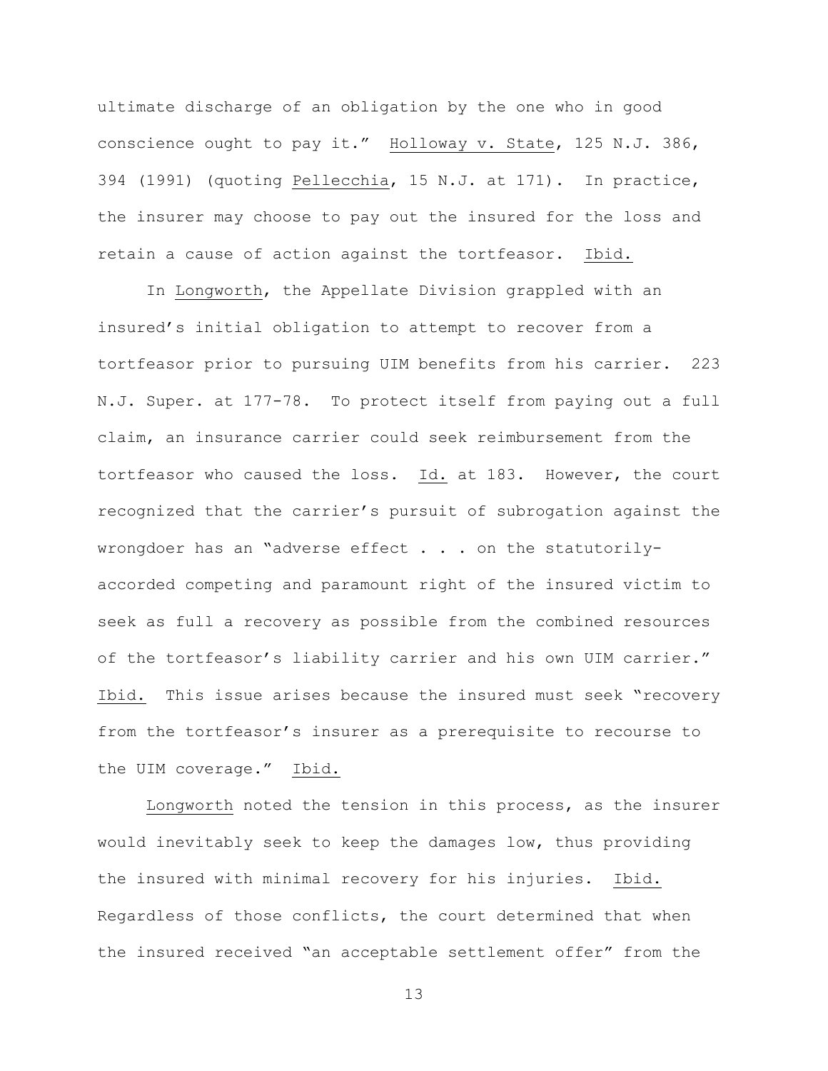ultimate discharge of an obligation by the one who in good conscience ought to pay it." Holloway v. State, 125 N.J. 386, 394 (1991) (quoting Pellecchia, 15 N.J. at 171). In practice, the insurer may choose to pay out the insured for the loss and retain a cause of action against the tortfeasor. Ibid.

In Longworth, the Appellate Division grappled with an insured's initial obligation to attempt to recover from a tortfeasor prior to pursuing UIM benefits from his carrier. 223 N.J. Super. at 177-78. To protect itself from paying out a full claim, an insurance carrier could seek reimbursement from the tortfeasor who caused the loss. Id. at 183. However, the court recognized that the carrier's pursuit of subrogation against the wrongdoer has an "adverse effect . . . on the statutorily-accorded competing and paramount right of the insured victim to seek as full a recovery as possible from the combined resources of the tortfeasor's liability carrier and his own UIM carrier." Ibid. This issue arises because the insured must seek "recovery from the tortfeasor's insurer as a prerequisite to recourse to the UIM coverage." Ibid.

Longworth noted the tension in this process, as the insurer would inevitably seek to keep the damages low, thus providing the insured with minimal recovery for his injuries. Ibid. Regardless of those conflicts, the court determined that when the insured received "an acceptable settlement offer" from the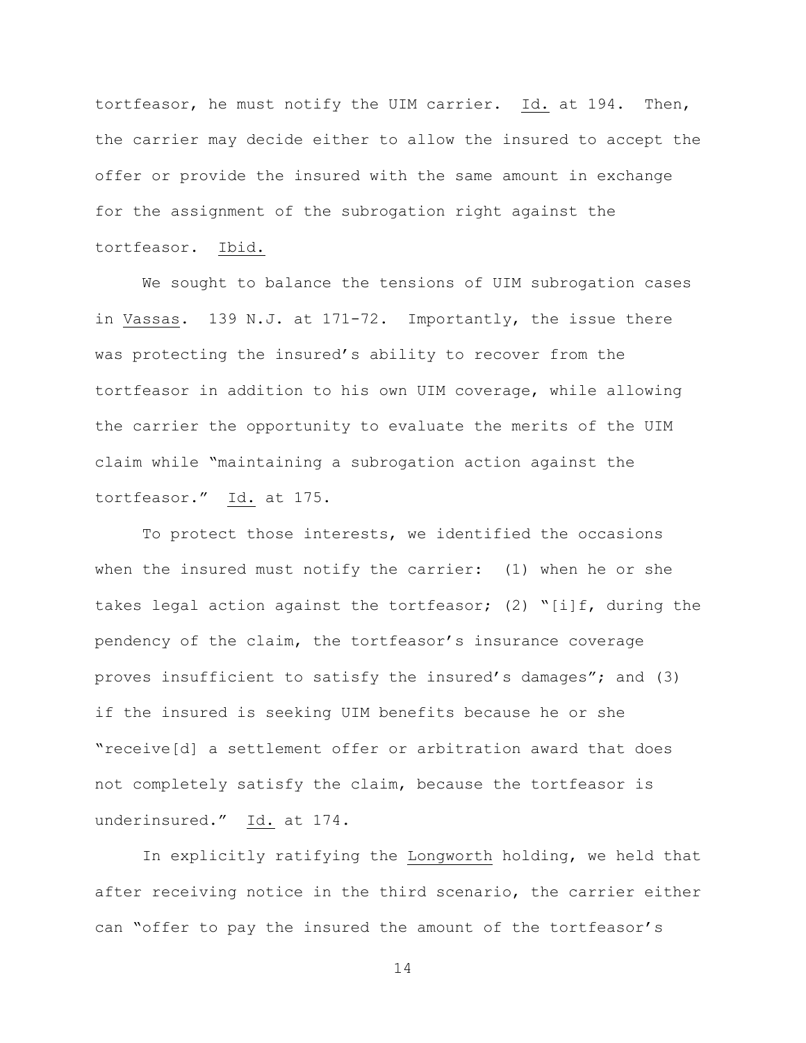tortfeasor, he must notify the UIM carrier. Id. at 194. Then, the carrier may decide either to allow the insured to accept the offer or provide the insured with the same amount in exchange for the assignment of the subrogation right against the tortfeasor. Ibid.

We sought to balance the tensions of UIM subrogation cases in Vassas. 139 N.J. at 171-72. Importantly, the issue there was protecting the insured's ability to recover from the tortfeasor in addition to his own UIM coverage, while allowing the carrier the opportunity to evaluate the merits of the UIM claim while "maintaining a subrogation action against the tortfeasor." Id. at 175.

To protect those interests, we identified the occasions when the insured must notify the carrier: (1) when he or she takes legal action against the tortfeasor; (2) "[i]f, during the pendency of the claim, the tortfeasor's insurance coverage proves insufficient to satisfy the insured's damages"; and (3) if the insured is seeking UIM benefits because he or she "receive[d] a settlement offer or arbitration award that does not completely satisfy the claim, because the tortfeasor is underinsured." Id. at 174.

In explicitly ratifying the Longworth holding, we held that after receiving notice in the third scenario, the carrier either can "offer to pay the insured the amount of the tortfeasor's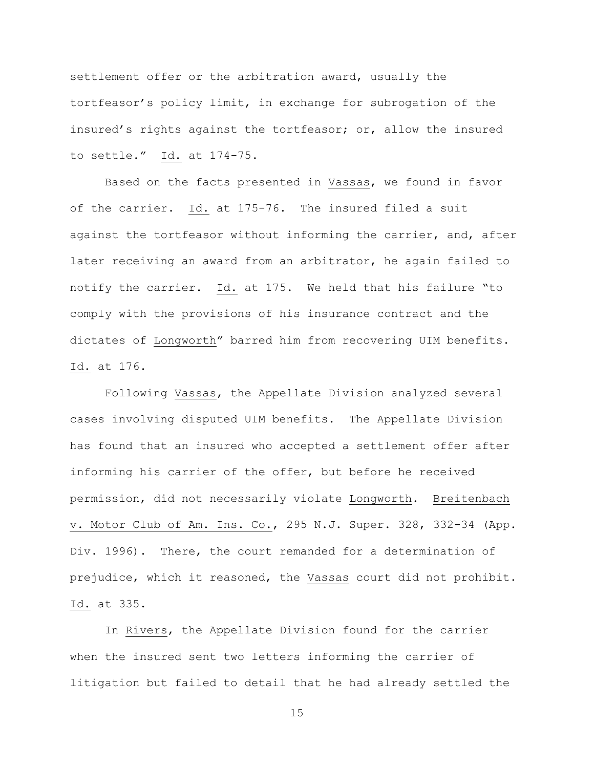settlement offer or the arbitration award, usually the tortfeasor's policy limit, in exchange for subrogation of the insured's rights against the tortfeasor; or, allow the insured to settle." Id. at 174-75.

Based on the facts presented in Vassas, we found in favor of the carrier. Id. at 175-76. The insured filed a suit against the tortfeasor without informing the carrier, and, after later receiving an award from an arbitrator, he again failed to notify the carrier. Id. at 175. We held that his failure "to comply with the provisions of his insurance contract and the dictates of Longworth" barred him from recovering UIM benefits. Id. at 176.

Following Vassas, the Appellate Division analyzed several cases involving disputed UIM benefits. The Appellate Division has found that an insured who accepted a settlement offer after informing his carrier of the offer, but before he received permission, did not necessarily violate Longworth. Breitenbach v. Motor Club of Am. Ins. Co., 295 N.J. Super. 328, 332-34 (App. Div. 1996). There, the court remanded for a determination of prejudice, which it reasoned, the Vassas court did not prohibit. Id. at 335.

In Rivers, the Appellate Division found for the carrier when the insured sent two letters informing the carrier of litigation but failed to detail that he had already settled the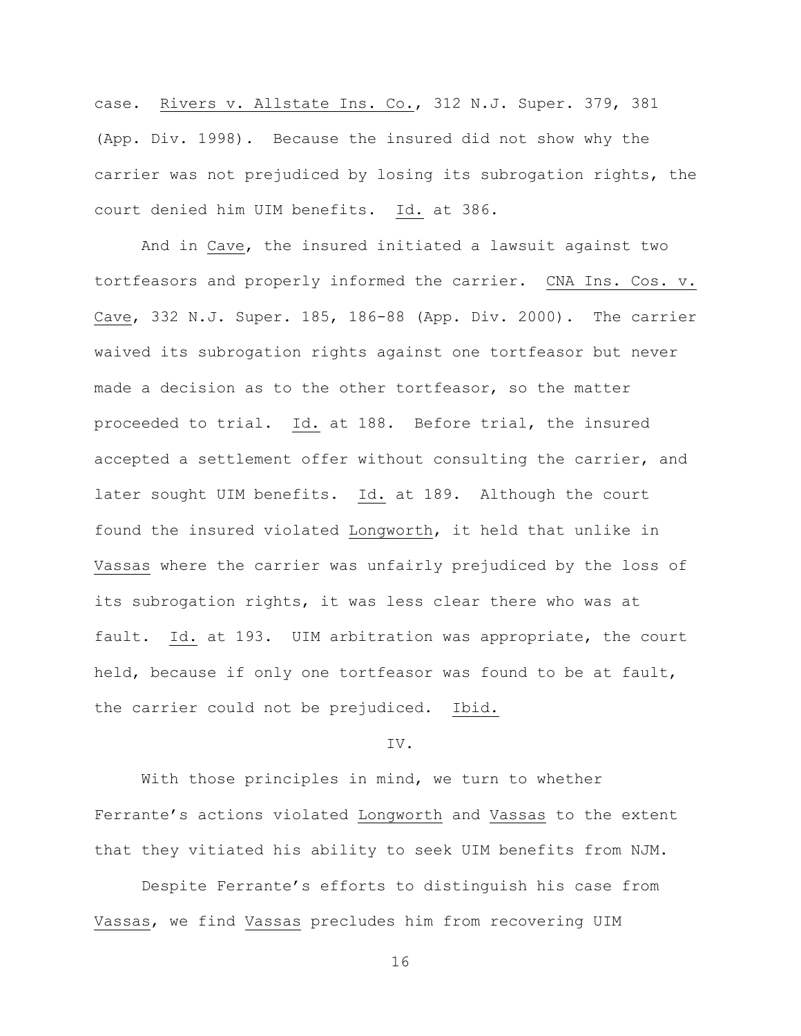case. Rivers v. Allstate Ins. Co., 312 N.J. Super. 379, 381 (App. Div. 1998). Because the insured did not show why the carrier was not prejudiced by losing its subrogation rights, the court denied him UIM benefits. Id. at 386.

And in Cave, the insured initiated a lawsuit against two tortfeasors and properly informed the carrier. CNA Ins. Cos. v. Cave, 332 N.J. Super. 185, 186-88 (App. Div. 2000). The carrier waived its subrogation rights against one tortfeasor but never made a decision as to the other tortfeasor, so the matter proceeded to trial. Id. at 188. Before trial, the insured accepted a settlement offer without consulting the carrier, and later sought UIM benefits. Id. at 189. Although the court found the insured violated Longworth, it held that unlike in Vassas where the carrier was unfairly prejudiced by the loss of its subrogation rights, it was less clear there who was at fault. Id. at 193. UIM arbitration was appropriate, the court held, because if only one tortfeasor was found to be at fault, the carrier could not be prejudiced. Ibid.

## IV.

With those principles in mind, we turn to whether Ferrante's actions violated Longworth and Vassas to the extent that they vitiated his ability to seek UIM benefits from NJM.

Despite Ferrante's efforts to distinguish his case from Vassas, we find Vassas precludes him from recovering UIM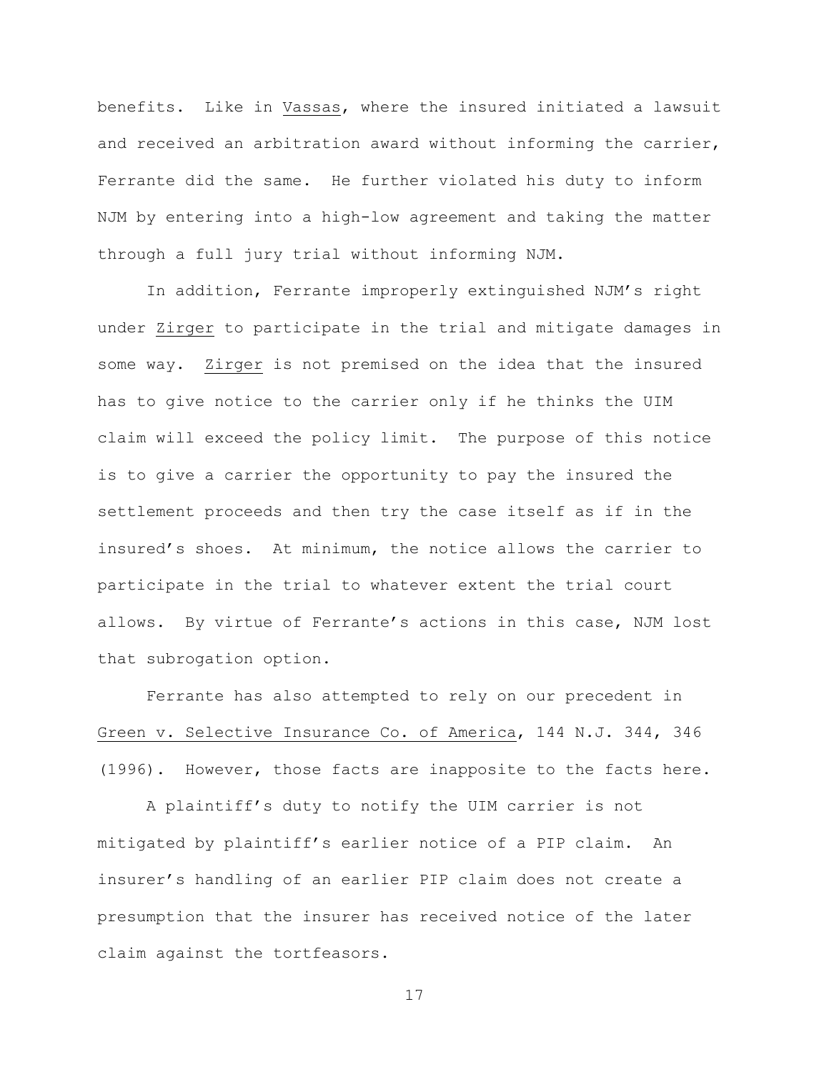benefits. Like in _Vassas_, where the insured initiated a lawsuit and received an arbitration award without informing the carrier, Ferrante did the same. He further violated his duty to inform NJM by entering into a high-low agreement and taking the matter through a full jury trial without informing NJM.

In addition, Ferrante improperly extinguished NJM's right under _Zirger_ to participate in the trial and mitigate damages in some way. _Zirger_ is not premised on the idea that the insured has to give notice to the carrier only if he thinks the UIM claim will exceed the policy limit. The purpose of this notice is to give a carrier the opportunity to pay the insured the settlement proceeds and then try the case itself as if in the insured's shoes. At minimum, the notice allows the carrier to participate in the trial to whatever extent the trial court allows. By virtue of Ferrante's actions in this case, NJM lost that subrogation option.

Ferrante has also attempted to rely on our precedent in _Green v. Selective Insurance Co. of America_, 144 N.J. 344, 346 (1996). However, those facts are inapposite to the facts here.

A plaintiff's duty to notify the UIM carrier is not mitigated by plaintiff's earlier notice of a PIP claim. An insurer's handling of an earlier PIP claim does not create a presumption that the insurer has received notice of the later claim against the tortfeasors.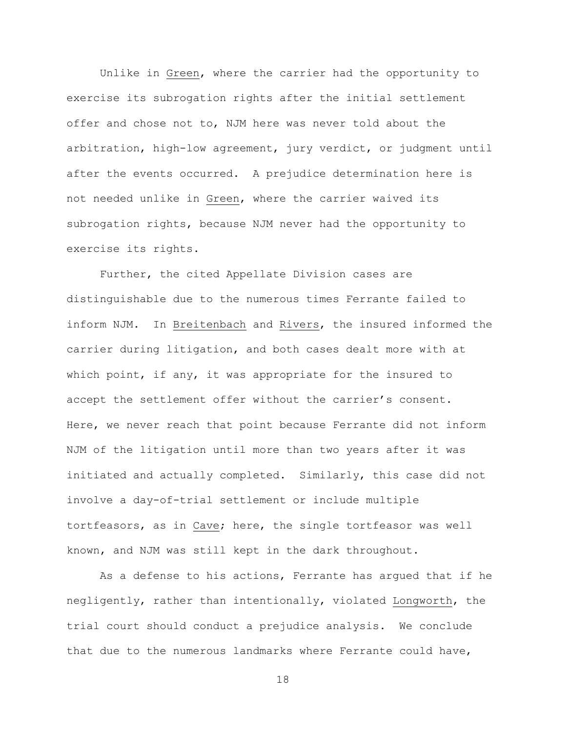Unlike in _Green_, where the carrier had the opportunity to exercise its subrogation rights after the initial settlement offer and chose not to, NJM here was never told about the arbitration, high-low agreement, jury verdict, or judgment until after the events occurred. A prejudice determination here is not needed unlike in _Green_, where the carrier waived its subrogation rights, because NJM never had the opportunity to exercise its rights.

Further, the cited Appellate Division cases are distinguishable due to the numerous times Ferrante failed to inform NJM. In _Breitenbach_ and _Rivers_, the insured informed the carrier during litigation, and both cases dealt more with at which point, if any, it was appropriate for the insured to accept the settlement offer without the carrier's consent. Here, we never reach that point because Ferrante did not inform NJM of the litigation until more than two years after it was initiated and actually completed. Similarly, this case did not involve a day-of-trial settlement or include multiple tortfeasors, as in _Cave_; here, the single tortfeasor was well known, and NJM was still kept in the dark throughout.

As a defense to his actions, Ferrante has argued that if he negligently, rather than intentionally, violated _Longworth_, the trial court should conduct a prejudice analysis. We conclude that due to the numerous landmarks where Ferrante could have,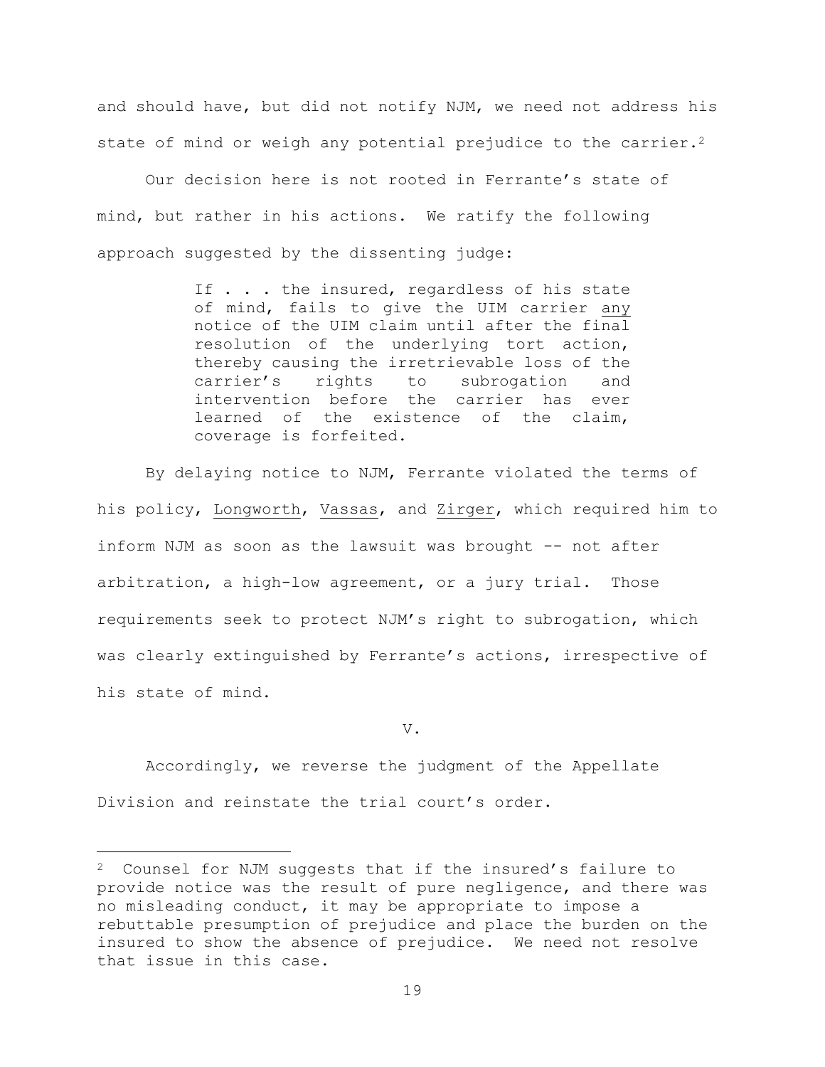and should have, but did not notify NJM, we need not address his state of mind or weigh any potential prejudice to the carrier.[2]

Our decision here is not rooted in Ferrante's state of mind, but rather in his actions. We ratify the following approach suggested by the dissenting judge:

> If . . . the insured, regardless of his state of mind, fails to give the UIM carrier <u>any</u> notice of the UIM claim until after the final resolution of the underlying tort action, thereby causing the irretrievable loss of the carrier's rights to subrogation and intervention before the carrier has ever learned of the existence of the claim, coverage is forfeited.

By delaying notice to NJM, Ferrante violated the terms of his policy, <u>Longworth</u>, <u>Vassas</u>, and <u>Zirger</u>, which required him to inform NJM as soon as the lawsuit was brought -- not after arbitration, a high-low agreement, or a jury trial. Those requirements seek to protect NJM's right to subrogation, which was clearly extinguished by Ferrante's actions, irrespective of his state of mind.

V.

Accordingly, we reverse the judgment of the Appellate Division and reinstate the trial court's order.

---

[2] Counsel for NJM suggests that if the insured's failure to provide notice was the result of pure negligence, and there was no misleading conduct, it may be appropriate to impose a rebuttable presumption of prejudice and place the burden on the insured to show the absence of prejudice. We need not resolve that issue in this case.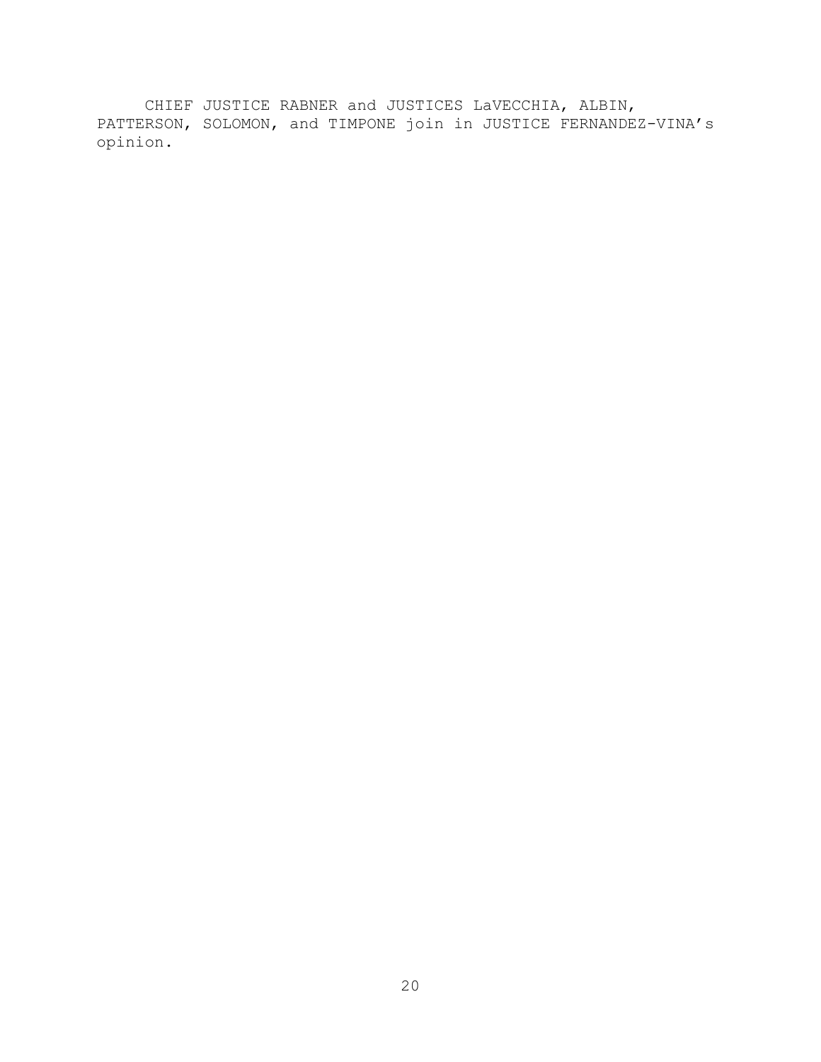CHIEF JUSTICE RABNER and JUSTICES LaVECCHIA, ALBIN, PATTERSON, SOLOMON, and TIMPONE join in JUSTICE FERNANDEZ-VINA's opinion.